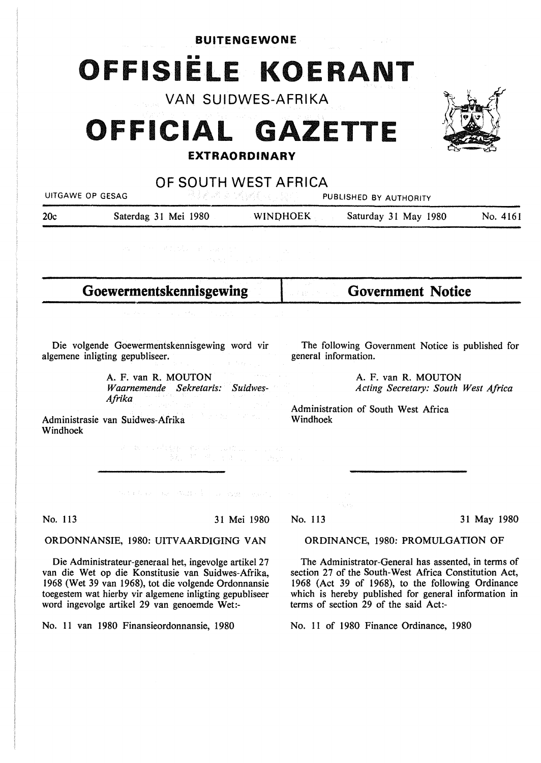**BUITENGEWONE**

# OFFISIËLE KOERANT

VAN SUIDWES-AFRIKA

# OFFICIAL GAZETTE

**EXTRAORDINARY**

OF SOUTH WEST AFRICA

UITGAWE OP GESAG — PUBLISHED BY AUTHORITY

20c — Saterdag 31 Mei 1980 — WINDHOEK — Saturday 31 May 1980 — No. 4161

## Goewermentskennisgewing

Die volgende Goewermentskennisgewing word vir algemene inligting gepubliseer.

A. F. van R. MOUTON
*Waarnemende Sekretaris: Suidwes-Afrika*

Administrasie van Suidwes-Afrika
Windhoek

No. 113 — 31 Mei 1980

ORDONNANSIE, 1980: UITVAARDIGING VAN

Die Administrateur-generaal het, ingevolge artikel 27 van die Wet op die Konstitusie van Suidwes-Afrika, 1968 (Wet 39 van 1968), tot die volgende Ordonnansie toegestem wat hierby vir algemene inligting gepubliseer word ingevolge artikel 29 van genoemde Wet:-

No. 11 van 1980 Finansieordonnansie, 1980

## Government Notice

The following Government Notice is published for general information.

A. F. van R. MOUTON
*Acting Secretary: South West Africa*

Administration of South West Africa
Windhoek

No. 113 — 31 May 1980

ORDINANCE, 1980: PROMULGATION OF

The Administrator-General has assented, in terms of section 27 of the South-West Africa Constitution Act, 1968 (Act 39 of 1968), to the following Ordinance which is hereby published for general information in terms of section 29 of the said Act:-

No. 11 of 1980 Finance Ordinance, 1980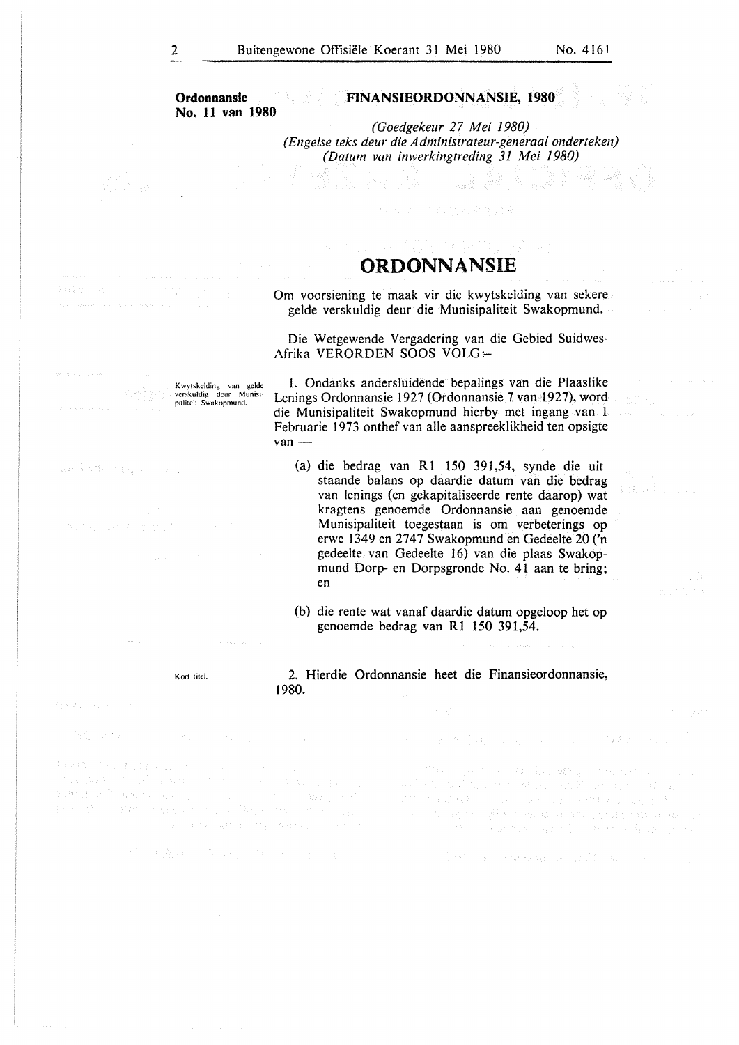**Ordonnansie No. 11 van 1980**

**FINANSIEORDONNANSIE, 1980**

*(Goedgekeur 27 Mei 1980)*
*(Engelse teks deur die Administrateur-generaal onderteken)*
*(Datum van inwerkingtreding 31 Mei 1980)*

# ORDONNANSIE

Om voorsiening te maak vir die kwytskelding van sekere gelde verskuldig deur die Munisipaliteit Swakopmund.

Die Wetgewende Vergadering van die Gebied Suidwes-Afrika VERORDEN SOOS VOLG:-

Kwytskelding van gelde verskuldig deur Munisipaliteit Swakopmund.

1. Ondanks andersluidende bepalings van die Plaaslike Lenings Ordonnansie 1927 (Ordonnansie 7 van 1927), word die Munisipaliteit Swakopmund hierby met ingang van 1 Februarie 1973 onthef van alle aanspreeklikheid ten opsigte van —

   (a) die bedrag van R1 150 391,54, synde die uitstaande balans op daardie datum van die bedrag van lenings (en gekapitaliseerde rente daarop) wat kragtens genoemde Ordonnansie aan genoemde Munisipaliteit toegestaan is om verbeterings op erwe 1349 en 2747 Swakopmund en Gedeelte 20 ('n gedeelte van Gedeelte 16) van die plaas Swakopmund Dorp- en Dorpsgronde No. 41 aan te bring; en

   (b) die rente wat vanaf daardie datum opgeloop het op genoemde bedrag van R1 150 391,54.

Kort titel.

2. Hierdie Ordonnansie heet die Finansieordonnansie, 1980.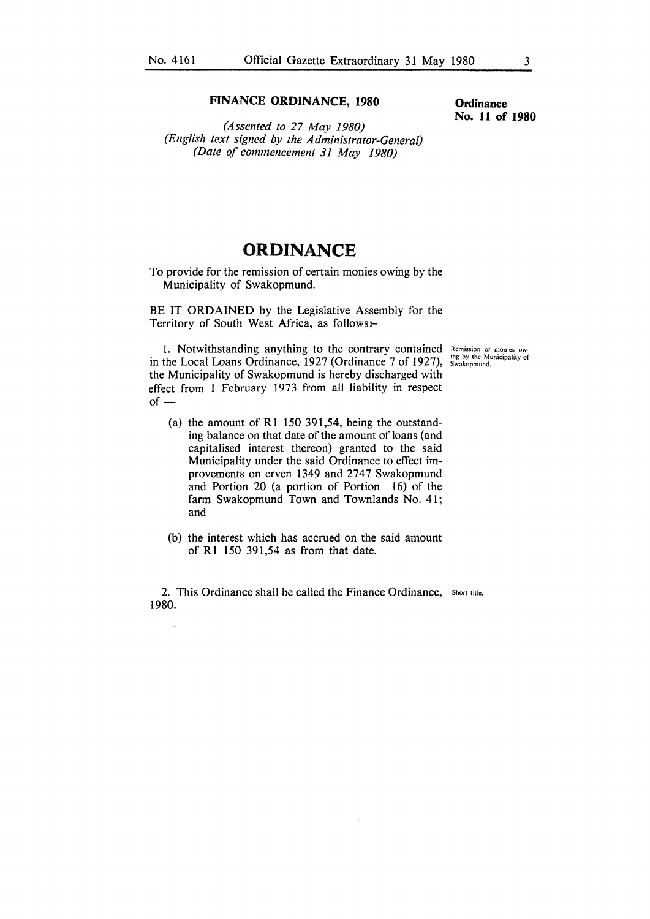**FINANCE ORDINANCE, 1980**

**Ordinance No. 11 of 1980**

*(Assented to 27 May 1980)*
*(English text signed by the Administrator-General)*
*(Date of commencement 31 May 1980)*

# ORDINANCE

To provide for the remission of certain monies owing by the Municipality of Swakopmund.

BE IT ORDAINED by the Legislative Assembly for the Territory of South West Africa, as follows:-

*Remission of monies owing by the Municipality of Swakopmund.*

1. Notwithstanding anything to the contrary contained in the Local Loans Ordinance, 1927 (Ordinance 7 of 1927), the Municipality of Swakopmund is hereby discharged with effect from 1 February 1973 from all liability in respect of —

   (a) the amount of R1 150 391,54, being the outstanding balance on that date of the amount of loans (and capitalised interest thereon) granted to the said Municipality under the said Ordinance to effect improvements on erven 1349 and 2747 Swakopmund and Portion 20 (a portion of Portion 16) of the farm Swakopmund Town and Townlands No. 41; and

   (b) the interest which has accrued on the said amount of R1 150 391,54 as from that date.

*Short title.*

2. This Ordinance shall be called the Finance Ordinance, 1980.